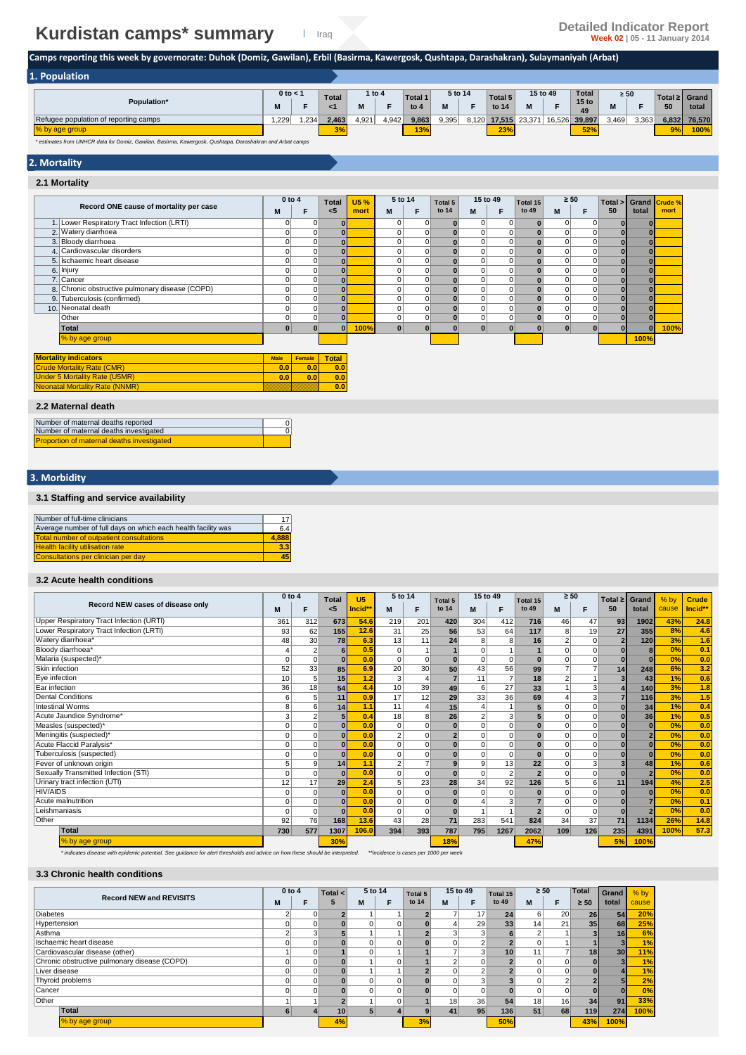# Kurdistan camps* summary

Iraq

**Detailed Indicator Report**
**Week 02 | 05 - 11 January 2014**

**Camps reporting this week by governorate: Duhok (Domiz, Gawilan), Erbil (Basirma, Kawergosk, Qushtapa, Darashakran), Sulaymaniyah (Arbat)**

## 1. Population

| Population* | 0 to < 1 | | Total <1 | 1 to 4 | | Total 1 to 4 | 5 to 14 | | Total 5 to 14 | 15 to 49 | | Total 15 to 49 | ≥ 50 | | Total ≥ 50 | Grand total |
|---|---|---|---|---|---|---|---|---|---|---|---|---|---|---|---|---|
| | M | F | | M | F | | M | F | | M | F | | M | F | | |
| Refugee population of reporting camps | 1,229 | 1,234 | 2,463 | 4,921 | 4,942 | 9,863 | 9,395 | 8,120 | 17,515 | 23,371 | 16,526 | 39,897 | 3,469 | 3,363 | 6,832 | 76,570 |
| % by age group | | | 3% | | | 13% | | | 23% | | | 52% | | | 9% | 100% |

*\* estimates from UNHCR data for Domiz, Gawilan, Basirma, Kawergosk, Qushtapa, Darashakran and Arbat camps*

## 2. Mortality

### 2.1 Mortality

| Record ONE cause of mortality per case | 0 to 4 | | Total <5 | U5 % mort | 5 to 14 | | Total 5 to 14 | 15 to 49 | | Total 15 to 49 | ≥ 50 | | Total > 50 | Grand total | Crude % mort |
|---|---|---|---|---|---|---|---|---|---|---|---|---|---|---|---|
| | M | F | | | M | F | | M | F | | M | F | | | |
| 1. Lower Respiratory Tract Infection (LRTI) | 0 | 0 | 0 | | 0 | 0 | 0 | 0 | 0 | 0 | 0 | 0 | 0 | 0 | |
| 2. Watery diarrhoea | 0 | 0 | 0 | | 0 | 0 | 0 | 0 | 0 | 0 | 0 | 0 | 0 | 0 | |
| 3. Bloody diarrhoea | 0 | 0 | 0 | | 0 | 0 | 0 | 0 | 0 | 0 | 0 | 0 | 0 | 0 | |
| 4. Cardiovascular disorders | 0 | 0 | 0 | | 0 | 0 | 0 | 0 | 0 | 0 | 0 | 0 | 0 | 0 | |
| 5. Ischaemic heart disease | 0 | 0 | 0 | | 0 | 0 | 0 | 0 | 0 | 0 | 0 | 0 | 0 | 0 | |
| 6. Injury | 0 | 0 | 0 | | 0 | 0 | 0 | 0 | 0 | 0 | 0 | 0 | 0 | 0 | |
| 7. Cancer | 0 | 0 | 0 | | 0 | 0 | 0 | 0 | 0 | 0 | 0 | 0 | 0 | 0 | |
| 8. Chronic obstructive pulmonary disease (COPD) | 0 | 0 | 0 | | 0 | 0 | 0 | 0 | 0 | 0 | 0 | 0 | 0 | 0 | |
| 9. Tuberculosis (confirmed) | 0 | 0 | 0 | | 0 | 0 | 0 | 0 | 0 | 0 | 0 | 0 | 0 | 0 | |
| 10. Neonatal death | 0 | 0 | 0 | | 0 | 0 | 0 | 0 | 0 | 0 | 0 | 0 | 0 | 0 | |
| Other | 0 | 0 | 0 | | 0 | 0 | 0 | 0 | 0 | 0 | 0 | 0 | 0 | 0 | |
| Total | 0 | 0 | 0 | 100% | 0 | 0 | 0 | 0 | 0 | 0 | 0 | 0 | 0 | 0 | 100% |
| % by age group | | | | | | | | | | | | | | 100% | |

| Mortality indicators | Male | Female | Total |
|---|---|---|---|
| Crude Mortality Rate (CMR) | 0.0 | 0.0 | 0.0 |
| Under 5 Mortality Rate (U5MR) | 0.0 | 0.0 | 0.0 |
| Neonatal Mortality Rate (NNMR) | | | 0.0 |

### 2.2 Maternal death

| | |
|---|---|
| Number of maternal deaths reported | 0 |
| Number of maternal deaths investigated | 0 |
| Proportion of maternal deaths investigated | |

## 3. Morbidity

### 3.1 Staffing and service availability

| | |
|---|---|
| Number of full-time clinicians | 17 |
| Average number of full days on which each health facility was | 6.4 |
| Total number of outpatient consultations | 4,888 |
| Health facility utilisation rate | 3.3 |
| Consultations per clinician per day | 45 |

### 3.2 Acute health conditions

| Record NEW cases of disease only | 0 to 4 | | Total <5 | U5 Incid** | 5 to 14 | | Total 5 to 14 | 15 to 49 | | Total 15 to 49 | ≥ 50 | | Total ≥ 50 | Grand total | % by cause | Crude Incid** |
|---|---|---|---|---|---|---|---|---|---|---|---|---|---|---|---|---|
| | M | F | | | M | F | | M | F | | M | F | | | | |
| Upper Respiratory Tract Infection (URTI) | 361 | 312 | 673 | 54.6 | 219 | 201 | 420 | 304 | 412 | 716 | 46 | 47 | 93 | 1902 | 43% | 24.8 |
| Lower Respiratory Tract Infection (LRTI) | 93 | 62 | 155 | 12.6 | 31 | 25 | 56 | 53 | 64 | 117 | 8 | 19 | 27 | 355 | 8% | 4.6 |
| Watery diarrhoea* | 48 | 30 | 78 | 6.3 | 13 | 11 | 24 | 8 | 8 | 16 | 2 | 0 | 2 | 120 | 3% | 1.6 |
| Bloody diarrhoea* | 4 | 2 | 6 | 0.5 | 0 | 1 | 1 | 0 | 1 | 1 | 0 | 0 | 0 | 8 | 0% | 0.1 |
| Malaria (suspected)* | 0 | 0 | 0 | 0.0 | 0 | 0 | 0 | 0 | 0 | 0 | 0 | 0 | 0 | 0 | 0% | 0.0 |
| Skin infection | 52 | 33 | 85 | 6.9 | 20 | 30 | 50 | 43 | 56 | 99 | 7 | 7 | 14 | 248 | 6% | 3.2 |
| Eye infection | 10 | 5 | 15 | 1.2 | 3 | 4 | 7 | 11 | 7 | 18 | 2 | 1 | 3 | 43 | 1% | 0.6 |
| Ear infection | 36 | 18 | 54 | 4.4 | 10 | 39 | 49 | 6 | 27 | 33 | 1 | 3 | 4 | 140 | 3% | 1.8 |
| Dental Conditions | 6 | 5 | 11 | 0.9 | 17 | 12 | 29 | 33 | 36 | 69 | 4 | 3 | 7 | 116 | 3% | 1.5 |
| Intestinal Worms | 8 | 6 | 14 | 1.1 | 11 | 4 | 15 | 4 | 1 | 5 | 0 | 0 | 0 | 34 | 1% | 0.4 |
| Acute Jaundice Syndrome* | 3 | 2 | 5 | 0.4 | 18 | 8 | 26 | 2 | 3 | 5 | 0 | 0 | 0 | 36 | 1% | 0.5 |
| Measles (suspected)* | 0 | 0 | 0 | 0.0 | 0 | 0 | 0 | 0 | 0 | 0 | 0 | 0 | 0 | 0 | 0% | 0.0 |
| Meningitis (suspected)* | 0 | 0 | 0 | 0.0 | 2 | 0 | 2 | 0 | 0 | 0 | 0 | 0 | 0 | 2 | 0% | 0.0 |
| Acute Flaccid Paralysis* | 0 | 0 | 0 | 0.0 | 0 | 0 | 0 | 0 | 0 | 0 | 0 | 0 | 0 | 0 | 0% | 0.0 |
| Tuberculosis (suspected) | 0 | 0 | 0 | 0.0 | 0 | 0 | 0 | 0 | 0 | 0 | 0 | 0 | 0 | 0 | 0% | 0.0 |
| Fever of unknown origin | 5 | 9 | 14 | 1.1 | 2 | 7 | 9 | 9 | 13 | 22 | 0 | 3 | 3 | 48 | 1% | 0.6 |
| Sexually Transmitted Infection (STI) | 0 | 0 | 0 | 0.0 | 0 | 0 | 0 | 0 | 2 | 2 | 0 | 0 | 0 | 2 | 0% | 0.0 |
| Urinary tract infection (UTI) | 12 | 17 | 29 | 2.4 | 5 | 23 | 28 | 34 | 92 | 126 | 5 | 6 | 11 | 194 | 4% | 2.5 |
| HIV/AIDS | 0 | 0 | 0 | 0.0 | 0 | 0 | 0 | 0 | 0 | 0 | 0 | 0 | 0 | 0 | 0% | 0.0 |
| Acute malnutrition | 0 | 0 | 0 | 0.0 | 0 | 0 | 0 | 4 | 3 | 7 | 0 | 0 | 0 | 7 | 0% | 0.1 |
| Leishmaniasis | 0 | 0 | 0 | 0.0 | 0 | 0 | 0 | 1 | 1 | 2 | 0 | 0 | 0 | 2 | 0% | 0.0 |
| Other | 92 | 76 | 168 | 13.6 | 43 | 28 | 71 | 283 | 541 | 824 | 34 | 37 | 71 | 1134 | 26% | 14.8 |
| Total | 730 | 577 | 1307 | 106.0 | 394 | 393 | 787 | 795 | 1267 | 2062 | 109 | 126 | 235 | 4391 | 100% | 57.3 |
| % by age group | | | 30% | | | | 18% | | | 47% | | | 5% | 100% | | |

*\* indicates disease with epidemic potential. See guidance for alert thresholds and advice on how these should be interpreted.    \*\*incidence is cases per 1000 per week*

### 3.3 Chronic health conditions

| Record NEW and REVISITS | 0 to 4 | | Total < 5 | 5 to 14 | | Total 5 to 14 | 15 to 49 | | Total 15 to 49 | ≥ 50 | | Total ≥ 50 | Grand total | % by cause |
|---|---|---|---|---|---|---|---|---|---|---|---|---|---|---|
| | M | F | | M | F | | M | F | | M | F | | | |
| Diabetes | 2 | 0 | 2 | 1 | 1 | 2 | 7 | 17 | 24 | 6 | 20 | 26 | 54 | 20% |
| Hypertension | 0 | 0 | 0 | 0 | 0 | 0 | 4 | 29 | 33 | 14 | 21 | 35 | 68 | 25% |
| Asthma | 2 | 3 | 5 | 1 | 1 | 2 | 3 | 3 | 6 | 2 | 1 | 3 | 16 | 6% |
| Ischaemic heart disease | 0 | 0 | 0 | 0 | 0 | 0 | 0 | 2 | 2 | 0 | 1 | 1 | 3 | 1% |
| Cardiovascular disease (other) | 1 | 0 | 1 | 0 | 1 | 1 | 7 | 3 | 10 | 11 | 7 | 18 | 30 | 11% |
| Chronic obstructive pulmonary disease (COPD) | 0 | 0 | 0 | 1 | 0 | 1 | 2 | 0 | 2 | 0 | 0 | 0 | 3 | 1% |
| Liver disease | 0 | 0 | 0 | 1 | 1 | 2 | 0 | 2 | 2 | 0 | 0 | 0 | 4 | 1% |
| Thyroid problems | 0 | 0 | 0 | 0 | 0 | 0 | 0 | 3 | 3 | 0 | 2 | 2 | 5 | 2% |
| Cancer | 0 | 0 | 0 | 0 | 0 | 0 | 0 | 0 | 0 | 0 | 0 | 0 | 0 | 0% |
| Other | 1 | 1 | 2 | 1 | 0 | 1 | 18 | 36 | 54 | 18 | 16 | 34 | 91 | 33% |
| Total | 6 | 4 | 10 | 5 | 4 | 9 | 41 | 95 | 136 | 51 | 68 | 119 | 274 | 100% |
| % by age group | | | 4% | | | 3% | | | 50% | | | 43% | 100% | |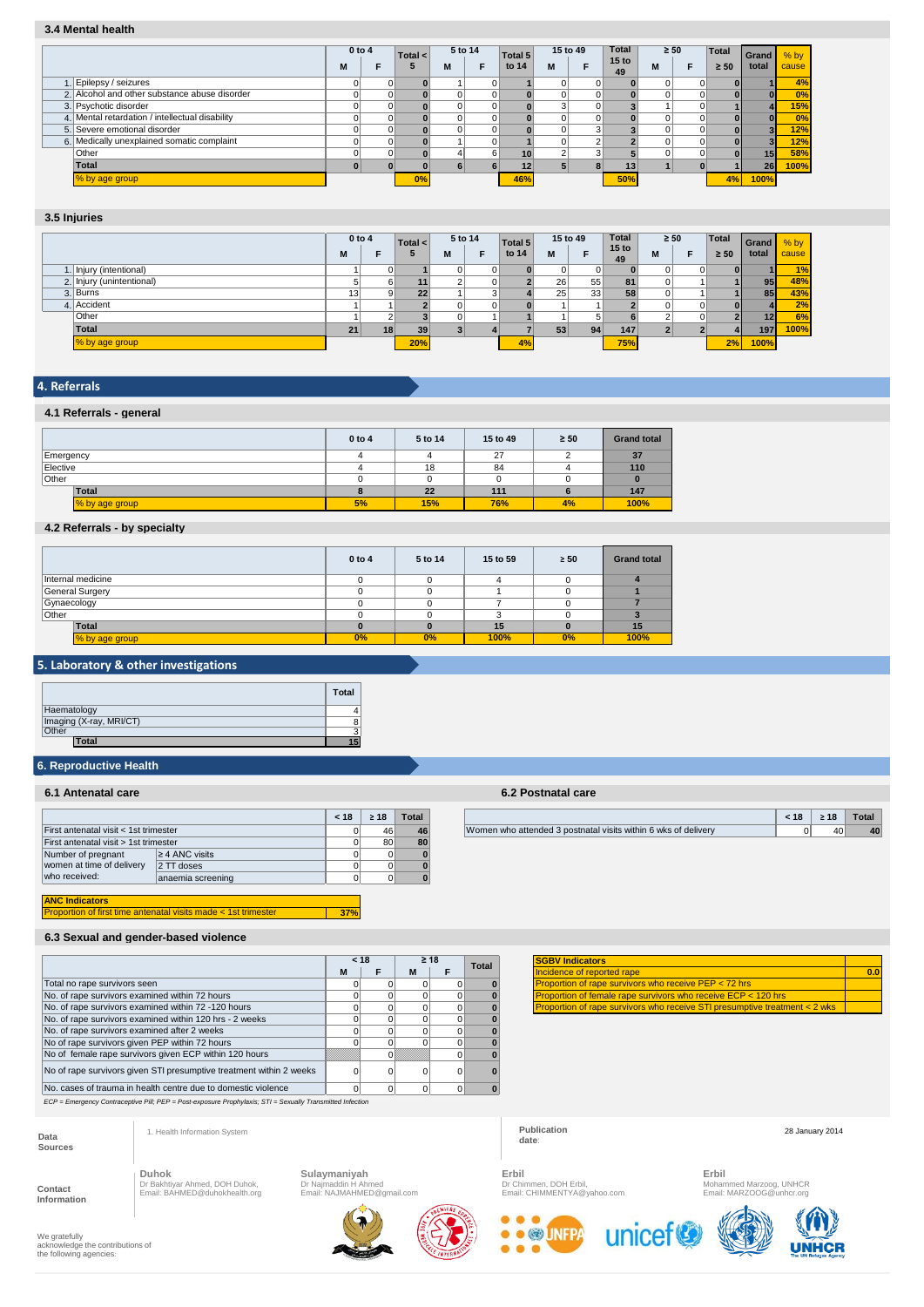### 3.4 Mental health

| | 0 to 4 | | Total < 5 | 5 to 14 | | Total 5 to 14 | 15 to 49 | | Total 15 to 49 | ≥ 50 | | Total ≥ 50 | Grand total | % by cause |
|---|---|---|---|---|---|---|---|---|---|---|---|---|---|---|
| | M | F | | M | F | | M | F | | M | F | | | |
| 1. Epilepsy / seizures | 0 | 0 | 0 | 1 | 0 | 1 | 0 | 0 | 0 | 0 | 0 | 0 | 1 | 4% |
| 2. Alcohol and other substance abuse disorder | 0 | 0 | 0 | 0 | 0 | 0 | 0 | 0 | 0 | 0 | 0 | 0 | 0 | 0% |
| 3. Psychotic disorder | 0 | 0 | 0 | 0 | 0 | 0 | 3 | 0 | 3 | 1 | 0 | 1 | 4 | 15% |
| 4. Mental retardation / intellectual disability | 0 | 0 | 0 | 0 | 0 | 0 | 0 | 0 | 0 | 0 | 0 | 0 | 0 | 0% |
| 5. Severe emotional disorder | 0 | 0 | 0 | 0 | 0 | 0 | 0 | 3 | 3 | 0 | 0 | 0 | 3 | 12% |
| 6. Medically unexplained somatic complaint | 0 | 0 | 0 | 1 | 0 | 1 | 0 | 2 | 2 | 0 | 0 | 0 | 3 | 12% |
| Other | 0 | 0 | 0 | 4 | 6 | 10 | 2 | 3 | 5 | 0 | 0 | 0 | 15 | 58% |
| **Total** | 0 | 0 | 0 | 6 | 6 | 12 | 5 | 8 | 13 | 1 | 0 | 1 | 26 | 100% |
| % by age group | | | 0% | | | 46% | | | 50% | | | 4% | 100% | |

### 3.5 Injuries

| | 0 to 4 | | Total < 5 | 5 to 14 | | Total 5 to 14 | 15 to 49 | | Total 15 to 49 | ≥ 50 | | Total ≥ 50 | Grand total | % by cause |
|---|---|---|---|---|---|---|---|---|---|---|---|---|---|---|
| | M | F | | M | F | | M | F | | M | F | | | |
| 1. Injury (intentional) | 1 | 0 | 1 | 0 | 0 | 0 | 0 | 0 | 0 | 0 | 0 | 0 | 1 | 1% |
| 2. Injury (unintentional) | 5 | 6 | 11 | 2 | 0 | 2 | 26 | 55 | 81 | 0 | 1 | 1 | 95 | 48% |
| 3. Burns | 13 | 9 | 22 | 1 | 3 | 4 | 25 | 33 | 58 | 0 | 1 | 1 | 85 | 43% |
| 4. Accident | 1 | 1 | 2 | 0 | 0 | 0 | 1 | 1 | 2 | 0 | 0 | 0 | 4 | 2% |
| Other | 1 | 2 | 3 | 0 | 1 | 1 | 1 | 5 | 6 | 2 | 0 | 2 | 12 | 6% |
| **Total** | 21 | 18 | 39 | 3 | 4 | 7 | 53 | 94 | 147 | 2 | 2 | 4 | 197 | 100% |
| % by age group | | | 20% | | | 4% | | | 75% | | | 2% | 100% | |

## 4. Referrals

### 4.1 Referrals - general

| | 0 to 4 | 5 to 14 | 15 to 49 | ≥ 50 | Grand total |
|---|---|---|---|---|---|
| Emergency | 4 | 4 | 27 | 2 | 37 |
| Elective | 4 | 18 | 84 | 4 | 110 |
| Other | 0 | 0 | 0 | 0 | 0 |
| **Total** | 8 | 22 | 111 | 6 | 147 |
| % by age group | 5% | 15% | 76% | 4% | 100% |

### 4.2 Referrals - by specialty

| | 0 to 4 | 5 to 14 | 15 to 59 | ≥ 50 | Grand total |
|---|---|---|---|---|---|
| Internal medicine | 0 | 0 | 4 | 0 | 4 |
| General Surgery | 0 | 0 | 1 | 0 | 1 |
| Gynaecology | 0 | 0 | 7 | 0 | 7 |
| Other | 0 | 0 | 3 | 0 | 3 |
| **Total** | 0 | 0 | 15 | 0 | 15 |
| % by age group | 0% | 0% | 100% | 0% | 100% |

## 5. Laboratory & other investigations

| | Total |
|---|---|
| Haematology | 4 |
| Imaging (X-ray, MRI/CT) | 8 |
| Other | 3 |
| **Total** | 15 |

## 6. Reproductive Health

### 6.1 Antenatal care

| | | < 18 | ≥ 18 | Total |
|---|---|---|---|---|
| First antenatal visit < 1st trimester | | 0 | 46 | 46 |
| First antenatal visit > 1st trimester | | 0 | 80 | 80 |
| Number of pregnant women at time of delivery who received: | ≥ 4 ANC visits | 0 | 0 | 0 |
| | 2 TT doses | 0 | 0 | 0 |
| | anaemia screening | 0 | 0 | 0 |

| ANC Indicators | |
|---|---|
| Proportion of first time antenatal visits made < 1st trimester | 37% |

### 6.2 Postnatal care

| | < 18 | ≥ 18 | Total |
|---|---|---|---|
| Women who attended 3 postnatal visits within 6 wks of delivery | 0 | 40 | 40 |

### 6.3 Sexual and gender-based violence

| | < 18 | | ≥ 18 | | Total |
|---|---|---|---|---|---|
| | M | F | M | F | |
| Total no rape survivors seen | 0 | 0 | 0 | 0 | 0 |
| No. of rape survivors examined within 72 hours | 0 | 0 | 0 | 0 | 0 |
| No. of rape survivors examined within 72 -120 hours | 0 | 0 | 0 | 0 | 0 |
| No. of rape survivors examined within 120 hrs - 2 weeks | 0 | 0 | 0 | 0 | 0 |
| No. of rape survivors examined after 2 weeks | 0 | 0 | 0 | 0 | 0 |
| No of rape survivors given PEP within 72 hours | 0 | 0 | 0 | 0 | 0 |
| No of female rape survivors given ECP within 120 hours | | 0 | | 0 | 0 |
| No. of rape survivors given STI presumptive treatment within 2 weeks | 0 | 0 | 0 | 0 | 0 |
| No. cases of trauma in health centre due to domestic violence | 0 | 0 | 0 | 0 | 0 |

*ECP = Emergency Contraceptive Pill; PEP = Post-exposure Prophylaxis; STI = Sexually Transmitted Infection*

| SGBV Indicators | |
|---|---|
| Incidence of reported rape | 0.0 |
| Proportion of rape survivors who receive PEP < 72 hrs | |
| Proportion of female rape survivors who receive ECP < 120 hrs | |
| Proportion of rape survivors who receive STI presumptive treatment < 2 wks | |

**Data Sources**

1. Health Information System

**Publication date:** 28 January 2014

**Contact Information**

**Duhok**
Dr Bakhtiyar Ahmed, DOH Duhok,
Email: BAHMED@duhokhealth.org

**Sulaymaniyah**
Dr Najmaddin H Ahmed
Email: NAJMAHMED@gmail.com

**Erbil**
Dr Chimmen, DOH Erbil,
Email: CHIMMENTYA@yahoo.com

**Erbil**
Mohammed Marzoog, UNHCR
Email: MARZOOG@unhcr.org

We gratefully acknowledge the contributions of the following agencies: